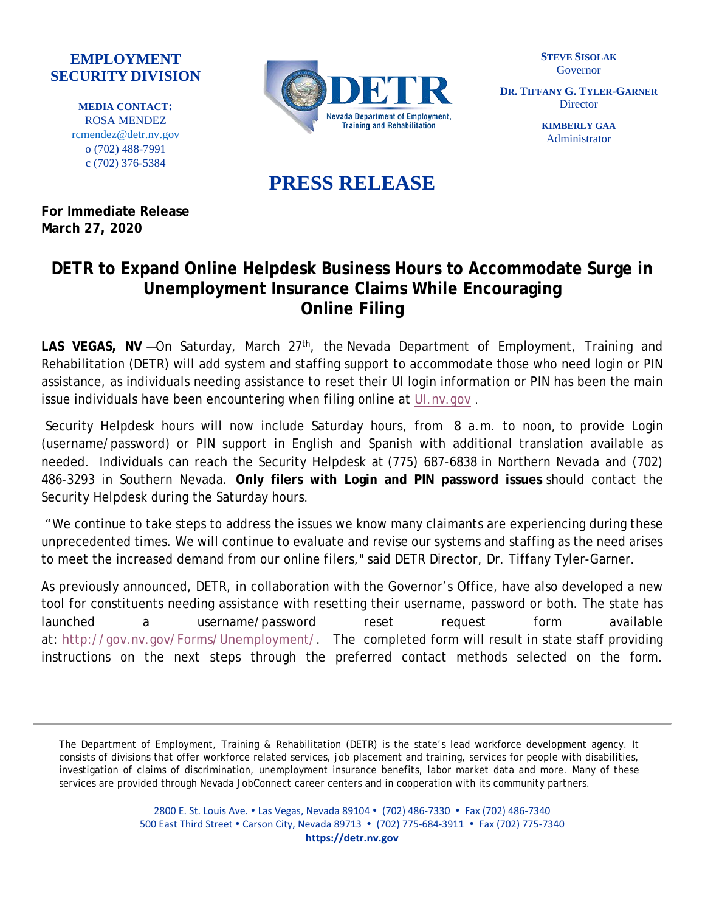**EMPLOYMENT SECURITY DIVISION**

**MEDIA CONTACT:**
ROSA MENDEZ
rcmendez@detr.nv.gov
o (702) 488-7991
c (702) 376-5384

DETR
Nevada Department of Employment, Training and Rehabilitation

**STEVE SISOLAK**
Governor

**DR. TIFFANY G. TYLER-GARNER**
Director

**KIMBERLY GAA**
Administrator

# PRESS RELEASE

**For Immediate Release**
**March 27, 2020**

## DETR to Expand Online Helpdesk Business Hours to Accommodate Surge in Unemployment Insurance Claims While Encouraging Online Filing

**LAS VEGAS, NV** —On Saturday, March 27th, the Nevada Department of Employment, Training and Rehabilitation (DETR) will add system and staffing support to accommodate those who need login or PIN assistance, as individuals needing assistance to reset their UI login information or PIN has been the main issue individuals have been encountering when filing online at UI.nv.gov .

Security Helpdesk hours will now include Saturday hours, from 8 a.m. to noon, to provide Login (username/password) or PIN support in English and Spanish with additional translation available as needed. Individuals can reach the Security Helpdesk at (775) 687-6838 in Northern Nevada and (702) 486-3293 in Southern Nevada. **Only filers with Login and PIN password issues** should contact the Security Helpdesk during the Saturday hours.

"We continue to take steps to address the issues we know many claimants are experiencing during these unprecedented times. We will continue to evaluate and revise our systems and staffing as the need arises to meet the increased demand from our online filers," said DETR Director, Dr. Tiffany Tyler-Garner.

As previously announced, DETR, in collaboration with the Governor's Office, have also developed a new tool for constituents needing assistance with resetting their username, password or both. The state has launched a username/password reset request form available at: http://gov.nv.gov/Forms/Unemployment/. The completed form will result in state staff providing instructions on the next steps through the preferred contact methods selected on the form.

---

The Department of Employment, Training & Rehabilitation (DETR) is the state's lead workforce development agency. It consists of divisions that offer workforce related services, job placement and training, services for people with disabilities, investigation of claims of discrimination, unemployment insurance benefits, labor market data and more. Many of these services are provided through Nevada JobConnect career centers and in cooperation with its community partners.

2800 E. St. Louis Ave. • Las Vegas, Nevada 89104 • (702) 486-7330 • Fax (702) 486-7340
500 East Third Street • Carson City, Nevada 89713 • (702) 775-684-3911 • Fax (702) 775-7340
**https://detr.nv.gov**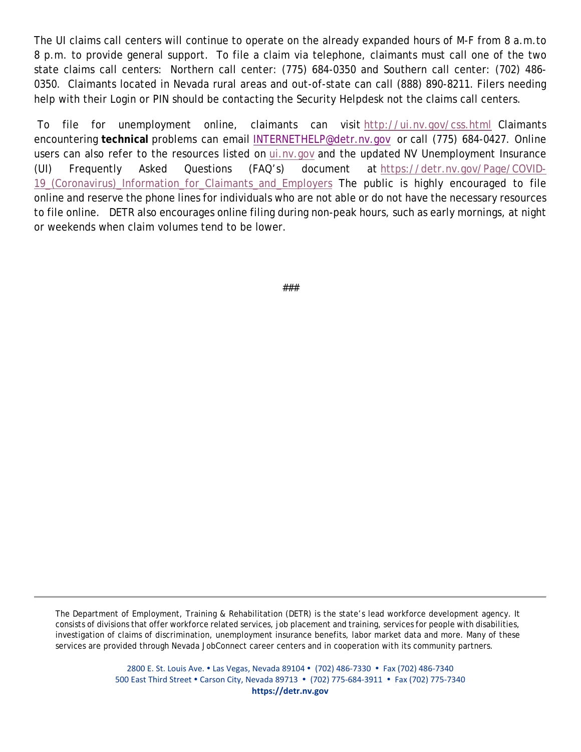The UI claims call centers will continue to operate on the already expanded hours of M-F from 8 a.m.to 8 p.m. to provide general support. To file a claim via telephone, claimants must call one of the two state claims call centers: Northern call center: (775) 684-0350 and Southern call center: (702) 486-0350. Claimants located in Nevada rural areas and out-of-state can call (888) 890-8211. Filers needing help with their Login or PIN should be contacting the Security Helpdesk not the claims call centers.

To file for unemployment online, claimants can visit http://ui.nv.gov/css.html Claimants encountering **technical** problems can email INTERNETHELP@detr.nv.gov or call (775) 684-0427. Online users can also refer to the resources listed on ui.nv.gov and the updated NV Unemployment Insurance (UI) Frequently Asked Questions (FAQ's) document at https://detr.nv.gov/Page/COVID-19_(Coronavirus)_Information_for_Claimants_and_Employers The public is highly encouraged to file online and reserve the phone lines for individuals who are not able or do not have the necessary resources to file online. DETR also encourages online filing during non-peak hours, such as early mornings, at night or weekends when claim volumes tend to be lower.

###

---

The Department of Employment, Training & Rehabilitation (DETR) is the state's lead workforce development agency. It consists of divisions that offer workforce related services, job placement and training, services for people with disabilities, investigation of claims of discrimination, unemployment insurance benefits, labor market data and more. Many of these services are provided through Nevada JobConnect career centers and in cooperation with its community partners.

2800 E. St. Louis Ave. • Las Vegas, Nevada 89104 • (702) 486-7330 • Fax (702) 486-7340
500 East Third Street • Carson City, Nevada 89713 • (702) 775-684-3911 • Fax (702) 775-7340
**https://detr.nv.gov**